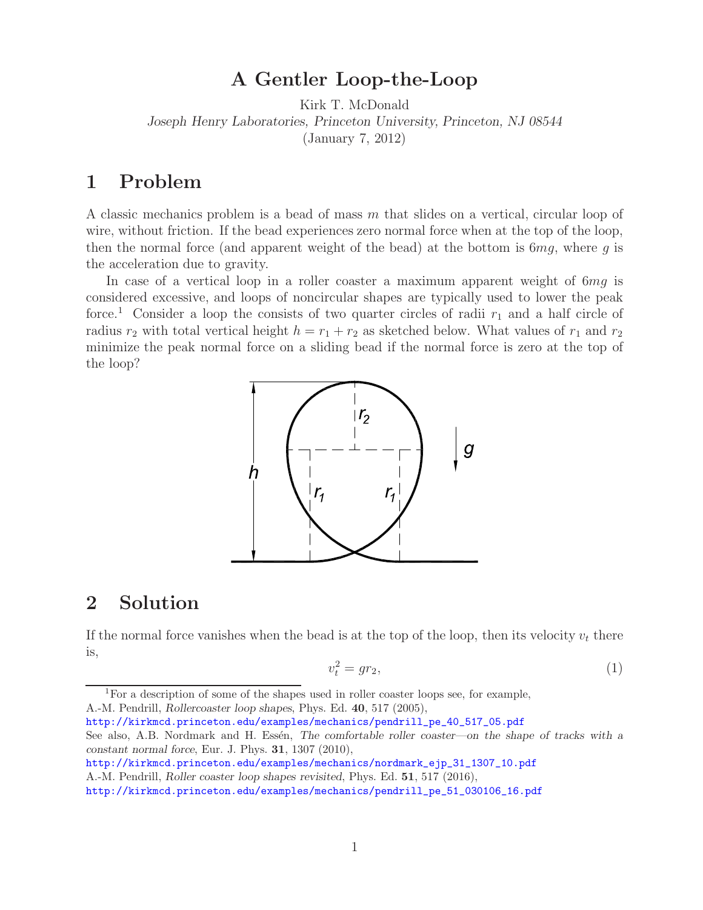# A Gentler Loop-the-Loop

Kirk T. McDonald

*Joseph Henry Laboratories, Princeton University, Princeton, NJ 08544*

(January 7, 2012)

## 1 Problem

A classic mechanics problem is a bead of mass $m$ that slides on a vertical, circular loop of wire, without friction. If the bead experiences zero normal force when at the top of the loop, then the normal force (and apparent weight of the bead) at the bottom is $6mg$, where $g$ is the acceleration due to gravity.

In case of a vertical loop in a roller coaster a maximum apparent weight of $6mg$ is considered excessive, and loops of noncircular shapes are typically used to lower the peak force.[1] Consider a loop the consists of two quarter circles of radii $r_1$ and a half circle of radius $r_2$ with total vertical height $h = r_1 + r_2$ as sketched below. What values of $r_1$ and $r_2$ minimize the peak normal force on a sliding bead if the normal force is zero at the top of the loop?

## 2 Solution

If the normal force vanishes when the bead is at the top of the loop, then its velocity $v_t$ there is,

$$v_t^2 = gr_2, \tag{1}$$

[1] For a description of some of the shapes used in roller coaster loops see, for example, A.-M. Pendrill, *Rollercoaster loop shapes*, Phys. Ed. **40**, 517 (2005), http://kirkmcd.princeton.edu/examples/mechanics/pendrill_pe_40_517_05.pdf
See also, A.B. Nordmark and H. Essén, *The comfortable roller coaster—on the shape of tracks with a constant normal force*, Eur. J. Phys. **31**, 1307 (2010), http://kirkmcd.princeton.edu/examples/mechanics/nordmark_ejp_31_1307_10.pdf
A.-M. Pendrill, *Roller coaster loop shapes revisited*, Phys. Ed. **51**, 517 (2016), http://kirkmcd.princeton.edu/examples/mechanics/pendrill_pe_51_030106_16.pdf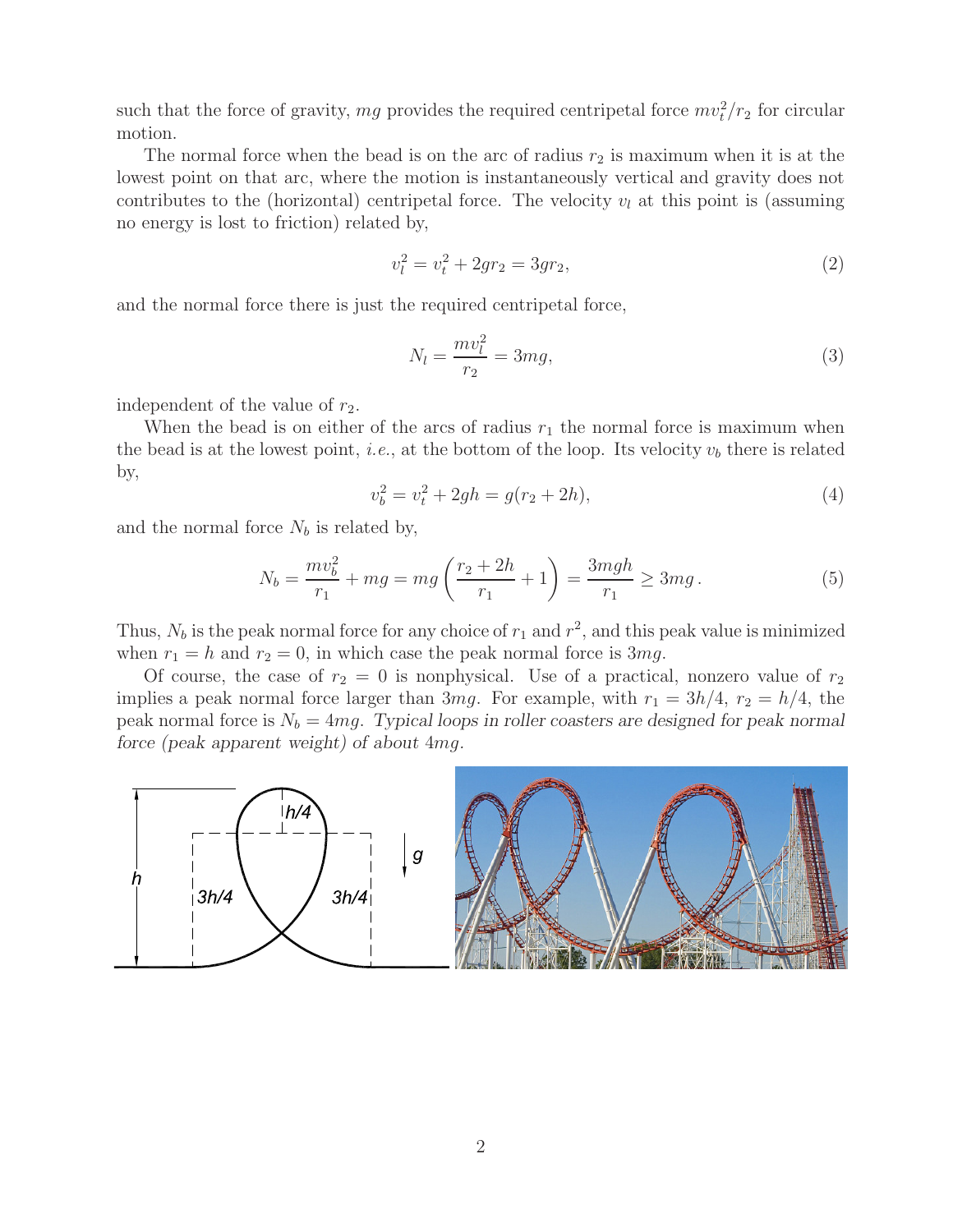such that the force of gravity, $mg$ provides the required centripetal force $mv_t^2/r_2$ for circular motion.

The normal force when the bead is on the arc of radius $r_2$ is maximum when it is at the lowest point on that arc, where the motion is instantaneously vertical and gravity does not contributes to the (horizontal) centripetal force. The velocity $v_l$ at this point is (assuming no energy is lost to friction) related by,

$$v_l^2 = v_t^2 + 2gr_2 = 3gr_2, \tag{2}$$

and the normal force there is just the required centripetal force,

$$N_l = \frac{mv_l^2}{r_2} = 3mg, \tag{3}$$

independent of the value of $r_2$.

When the bead is on either of the arcs of radius $r_1$ the normal force is maximum when the bead is at the lowest point, *i.e.*, at the bottom of the loop. Its velocity $v_b$ there is related by,

$$v_b^2 = v_t^2 + 2gh = g(r_2 + 2h), \tag{4}$$

and the normal force $N_b$ is related by,

$$N_b = \frac{mv_b^2}{r_1} + mg = mg\left(\frac{r_2 + 2h}{r_1} + 1\right) = \frac{3mgh}{r_1} \geq 3mg\,. \tag{5}$$

Thus, $N_b$ is the peak normal force for any choice of $r_1$ and $r^2$, and this peak value is minimized when $r_1 = h$ and $r_2 = 0$, in which case the peak normal force is $3mg$.

Of course, the case of $r_2 = 0$ is nonphysical. Use of a practical, nonzero value of $r_2$ implies a peak normal force larger than $3mg$. For example, with $r_1 = 3h/4$, $r_2 = h/4$, the peak normal force is $N_b = 4mg$. *Typical loops in roller coasters are designed for peak normal force (peak apparent weight) of about* $4mg$.

h

h/4

3h/4

3h/4

g